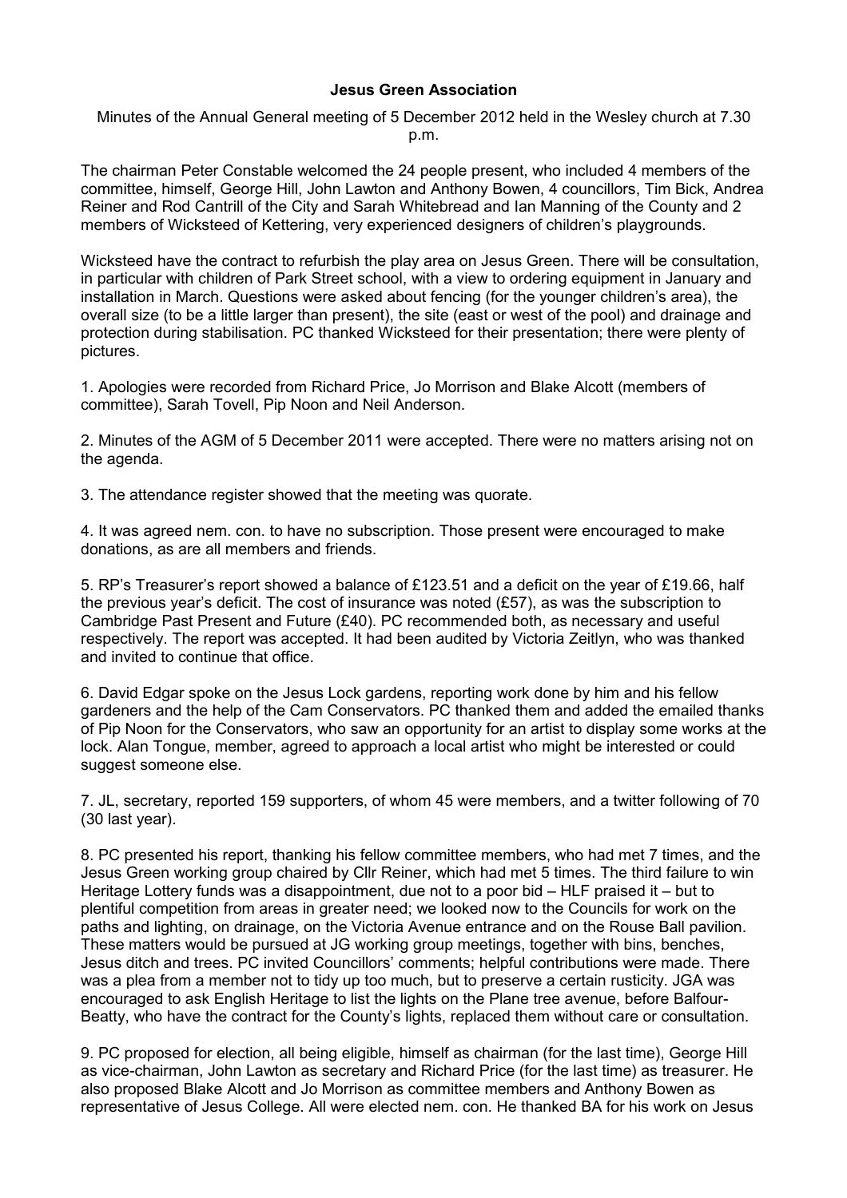**Jesus Green Association**

Minutes of the Annual General meeting of 5 December 2012 held in the Wesley church at 7.30 p.m.

The chairman Peter Constable welcomed the 24 people present, who included 4 members of the committee, himself, George Hill, John Lawton and Anthony Bowen, 4 councillors, Tim Bick, Andrea Reiner and Rod Cantrill of the City and Sarah Whitebread and Ian Manning of the County and 2 members of Wicksteed of Kettering, very experienced designers of children's playgrounds.

Wicksteed have the contract to refurbish the play area on Jesus Green. There will be consultation, in particular with children of Park Street school, with a view to ordering equipment in January and installation in March. Questions were asked about fencing (for the younger children's area), the overall size (to be a little larger than present), the site (east or west of the pool) and drainage and protection during stabilisation. PC thanked Wicksteed for their presentation; there were plenty of pictures.

1. Apologies were recorded from Richard Price, Jo Morrison and Blake Alcott (members of committee), Sarah Tovell, Pip Noon and Neil Anderson.

2. Minutes of the AGM of 5 December 2011 were accepted. There were no matters arising not on the agenda.

3. The attendance register showed that the meeting was quorate.

4. It was agreed nem. con. to have no subscription. Those present were encouraged to make donations, as are all members and friends.

5. RP's Treasurer's report showed a balance of £123.51 and a deficit on the year of £19.66, half the previous year's deficit. The cost of insurance was noted (£57), as was the subscription to Cambridge Past Present and Future (£40). PC recommended both, as necessary and useful respectively. The report was accepted. It had been audited by Victoria Zeitlyn, who was thanked and invited to continue that office.

6. David Edgar spoke on the Jesus Lock gardens, reporting work done by him and his fellow gardeners and the help of the Cam Conservators. PC thanked them and added the emailed thanks of Pip Noon for the Conservators, who saw an opportunity for an artist to display some works at the lock. Alan Tongue, member, agreed to approach a local artist who might be interested or could suggest someone else.

7. JL, secretary, reported 159 supporters, of whom 45 were members, and a twitter following of 70 (30 last year).

8. PC presented his report, thanking his fellow committee members, who had met 7 times, and the Jesus Green working group chaired by Cllr Reiner, which had met 5 times. The third failure to win Heritage Lottery funds was a disappointment, due not to a poor bid – HLF praised it – but to plentiful competition from areas in greater need; we looked now to the Councils for work on the paths and lighting, on drainage, on the Victoria Avenue entrance and on the Rouse Ball pavilion. These matters would be pursued at JG working group meetings, together with bins, benches, Jesus ditch and trees. PC invited Councillors' comments; helpful contributions were made. There was a plea from a member not to tidy up too much, but to preserve a certain rusticity. JGA was encouraged to ask English Heritage to list the lights on the Plane tree avenue, before Balfour-Beatty, who have the contract for the County's lights, replaced them without care or consultation.

9. PC proposed for election, all being eligible, himself as chairman (for the last time), George Hill as vice-chairman, John Lawton as secretary and Richard Price (for the last time) as treasurer. He also proposed Blake Alcott and Jo Morrison as committee members and Anthony Bowen as representative of Jesus College. All were elected nem. con. He thanked BA for his work on Jesus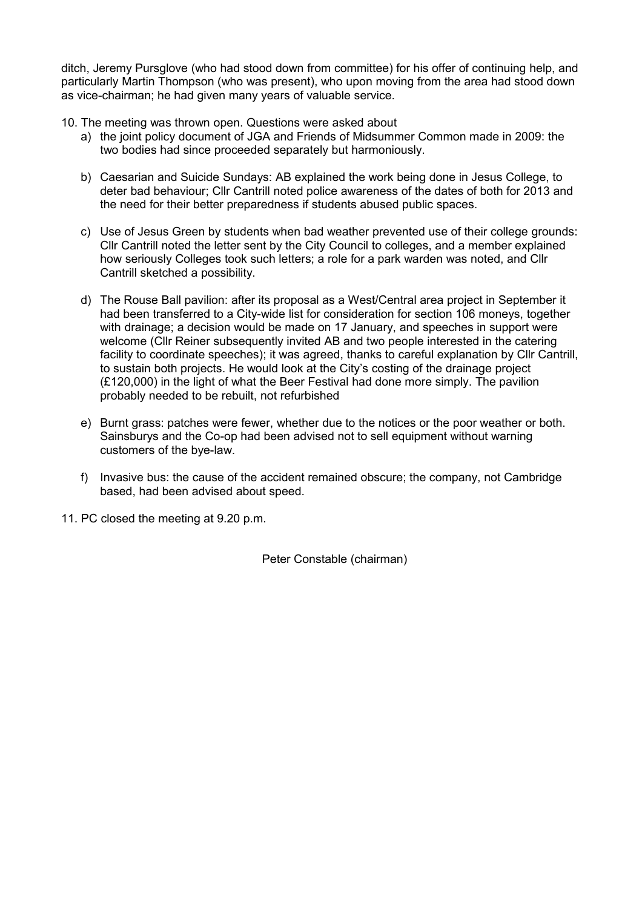ditch, Jeremy Pursglove (who had stood down from committee) for his offer of continuing help, and particularly Martin Thompson (who was present), who upon moving from the area had stood down as vice-chairman; he had given many years of valuable service.

10. The meeting was thrown open. Questions were asked about
    a) the joint policy document of JGA and Friends of Midsummer Common made in 2009: the two bodies had since proceeded separately but harmoniously.

    b) Caesarian and Suicide Sundays: AB explained the work being done in Jesus College, to deter bad behaviour; Cllr Cantrill noted police awareness of the dates of both for 2013 and the need for their better preparedness if students abused public spaces.

    c) Use of Jesus Green by students when bad weather prevented use of their college grounds: Cllr Cantrill noted the letter sent by the City Council to colleges, and a member explained how seriously Colleges took such letters; a role for a park warden was noted, and Cllr Cantrill sketched a possibility.

    d) The Rouse Ball pavilion: after its proposal as a West/Central area project in September it had been transferred to a City-wide list for consideration for section 106 moneys, together with drainage; a decision would be made on 17 January, and speeches in support were welcome (Cllr Reiner subsequently invited AB and two people interested in the catering facility to coordinate speeches); it was agreed, thanks to careful explanation by Cllr Cantrill, to sustain both projects. He would look at the City's costing of the drainage project (£120,000) in the light of what the Beer Festival had done more simply. The pavilion probably needed to be rebuilt, not refurbished

    e) Burnt grass: patches were fewer, whether due to the notices or the poor weather or both. Sainsburys and the Co-op had been advised not to sell equipment without warning customers of the bye-law.

    f) Invasive bus: the cause of the accident remained obscure; the company, not Cambridge based, had been advised about speed.

11. PC closed the meeting at 9.20 p.m.

Peter Constable (chairman)